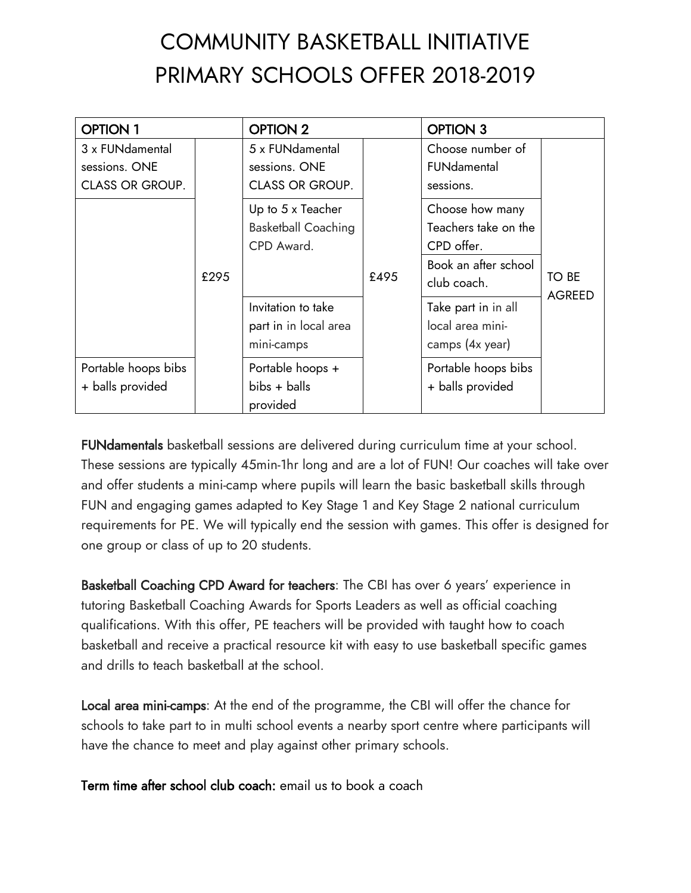# COMMUNITY BASKETBALL INITIATIVE
# PRIMARY SCHOOLS OFFER 2018-2019

| OPTION 1 | | OPTION 2 | | OPTION 3 | |
|---|---|---|---|---|---|
| 3 x FUNdamental sessions. ONE CLASS OR GROUP. | £295 | 5 x FUNdamental sessions. ONE CLASS OR GROUP. | £495 | Choose number of FUNdamental sessions. | TO BE AGREED |
| | | Up to 5 x Teacher Basketball Coaching CPD Award. | | Choose how many Teachers take on the CPD offer. | |
| | | | | Book an after school club coach. | |
| | | Invitation to take part in in local area mini-camps | | Take part in in all local area mini-camps (4x year) | |
| Portable hoops bibs + balls provided | | Portable hoops + bibs + balls provided | | Portable hoops bibs + balls provided | |

**FUNdamentals** basketball sessions are delivered during curriculum time at your school. These sessions are typically 45min-1hr long and are a lot of FUN! Our coaches will take over and offer students a mini-camp where pupils will learn the basic basketball skills through FUN and engaging games adapted to Key Stage 1 and Key Stage 2 national curriculum requirements for PE. We will typically end the session with games. This offer is designed for one group or class of up to 20 students.

**Basketball Coaching CPD Award for teachers**: The CBI has over 6 years' experience in tutoring Basketball Coaching Awards for Sports Leaders as well as official coaching qualifications. With this offer, PE teachers will be provided with taught how to coach basketball and receive a practical resource kit with easy to use basketball specific games and drills to teach basketball at the school.

**Local area mini-camps**: At the end of the programme, the CBI will offer the chance for schools to take part to in multi school events a nearby sport centre where participants will have the chance to meet and play against other primary schools.

**Term time after school club coach:** email us to book a coach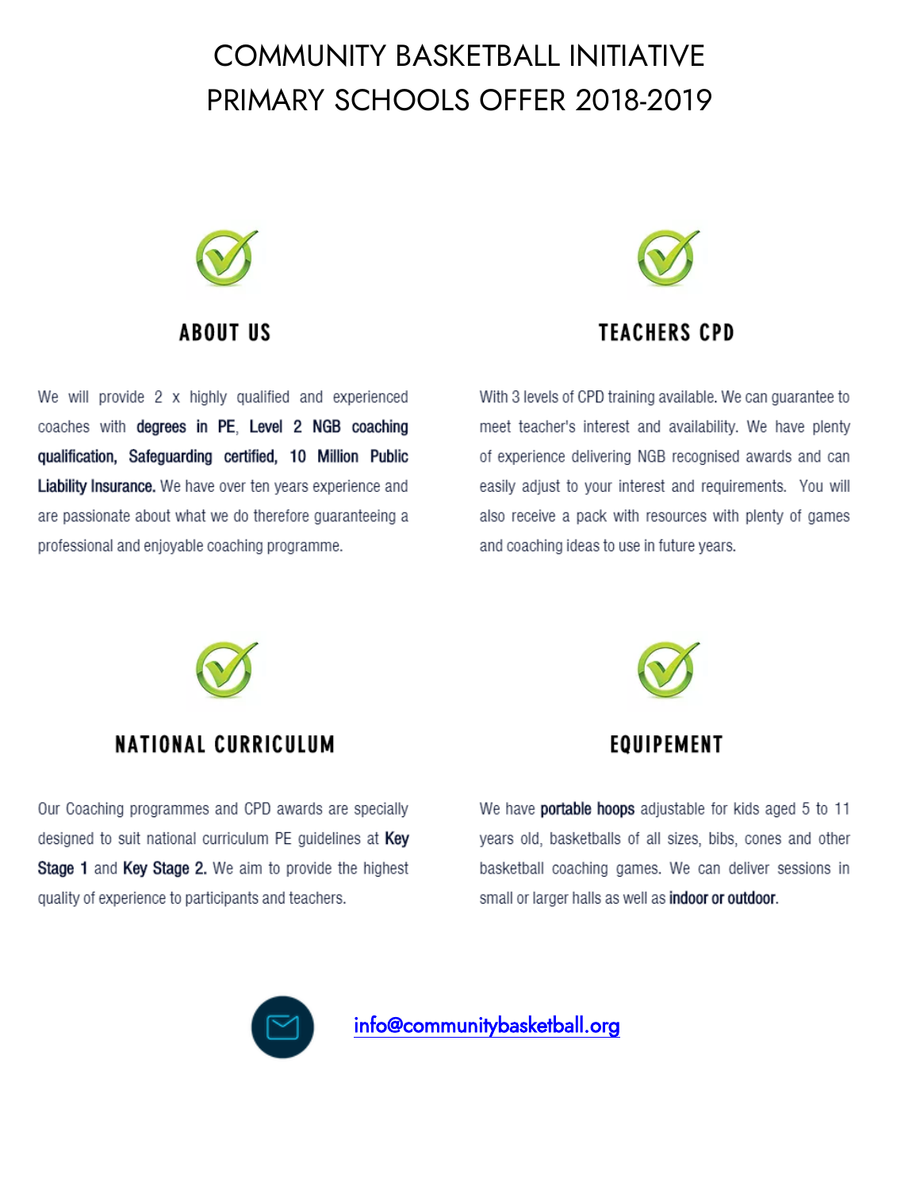# COMMUNITY BASKETBALL INITIATIVE
# PRIMARY SCHOOLS OFFER 2018-2019

## ABOUT US

We will provide 2 x highly qualified and experienced coaches with **degrees in PE**, **Level 2 NGB coaching qualification, Safeguarding certified, 10 Million Public Liability Insurance.** We have over ten years experience and are passionate about what we do therefore guaranteeing a professional and enjoyable coaching programme.

## TEACHERS CPD

With 3 levels of CPD training available. We can guarantee to meet teacher's interest and availability. We have plenty of experience delivering NGB recognised awards and can easily adjust to your interest and requirements. You will also receive a pack with resources with plenty of games and coaching ideas to use in future years.

## NATIONAL CURRICULUM

Our Coaching programmes and CPD awards are specially designed to suit national curriculum PE guidelines at **Key Stage 1** and **Key Stage 2.** We aim to provide the highest quality of experience to participants and teachers.

## EQUIPEMENT

We have **portable hoops** adjustable for kids aged 5 to 11 years old, basketballs of all sizes, bibs, cones and other basketball coaching games. We can deliver sessions in small or larger halls as well as **indoor or outdoor**.

info@communitybasketball.org